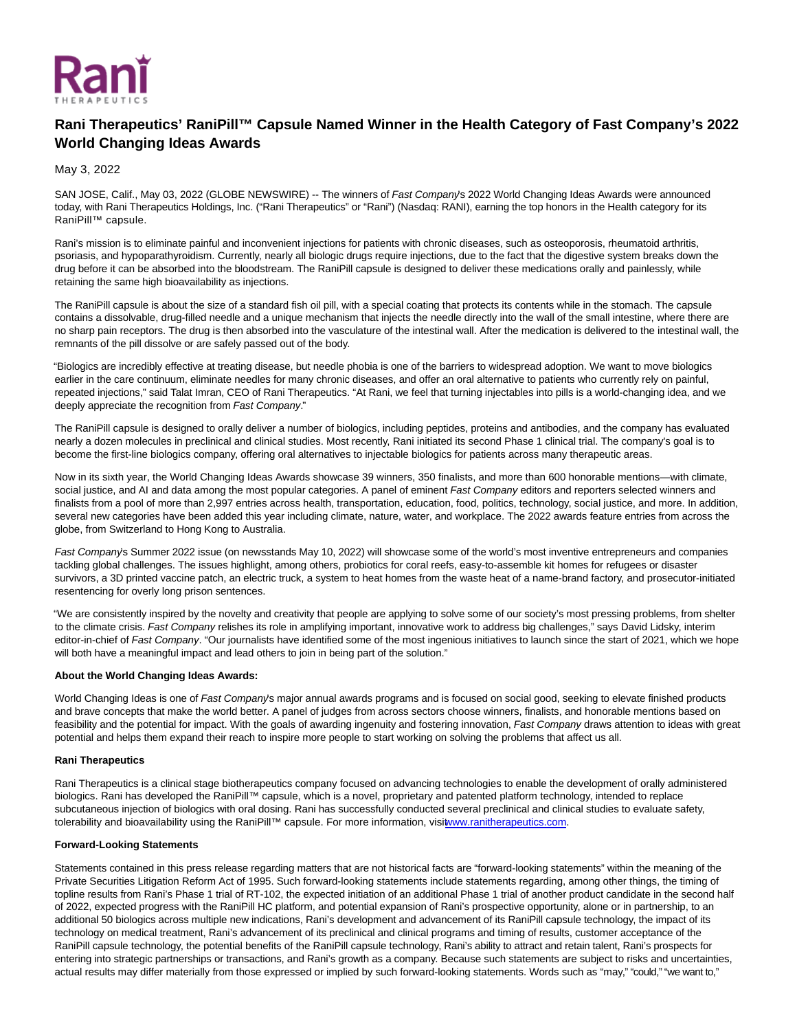# Rani Therapeutics' RaniPill™ Capsule Named Winner in the Health Category of Fast Company's 2022 World Changing Ideas Awards

May 3, 2022

SAN JOSE, Calif., May 03, 2022 (GLOBE NEWSWIRE) -- The winners of *Fast Company*'s 2022 World Changing Ideas Awards were announced today, with Rani Therapeutics Holdings, Inc. ("Rani Therapeutics" or "Rani") (Nasdaq: RANI), earning the top honors in the Health category for its RaniPill™ capsule.

Rani's mission is to eliminate painful and inconvenient injections for patients with chronic diseases, such as osteoporosis, rheumatoid arthritis, psoriasis, and hypoparathyroidism. Currently, nearly all biologic drugs require injections, due to the fact that the digestive system breaks down the drug before it can be absorbed into the bloodstream. The RaniPill capsule is designed to deliver these medications orally and painlessly, while retaining the same high bioavailability as injections.

The RaniPill capsule is about the size of a standard fish oil pill, with a special coating that protects its contents while in the stomach. The capsule contains a dissolvable, drug-filled needle and a unique mechanism that injects the needle directly into the wall of the small intestine, where there are no sharp pain receptors. The drug is then absorbed into the vasculature of the intestinal wall. After the medication is delivered to the intestinal wall, the remnants of the pill dissolve or are safely passed out of the body.

"Biologics are incredibly effective at treating disease, but needle phobia is one of the barriers to widespread adoption. We want to move biologics earlier in the care continuum, eliminate needles for many chronic diseases, and offer an oral alternative to patients who currently rely on painful, repeated injections," said Talat Imran, CEO of Rani Therapeutics. "At Rani, we feel that turning injectables into pills is a world-changing idea, and we deeply appreciate the recognition from *Fast Company*."

The RaniPill capsule is designed to orally deliver a number of biologics, including peptides, proteins and antibodies, and the company has evaluated nearly a dozen molecules in preclinical and clinical studies. Most recently, Rani initiated its second Phase 1 clinical trial. The company's goal is to become the first-line biologics company, offering oral alternatives to injectable biologics for patients across many therapeutic areas.

Now in its sixth year, the World Changing Ideas Awards showcase 39 winners, 350 finalists, and more than 600 honorable mentions—with climate, social justice, and AI and data among the most popular categories. A panel of eminent *Fast Company* editors and reporters selected winners and finalists from a pool of more than 2,997 entries across health, transportation, education, food, politics, technology, social justice, and more. In addition, several new categories have been added this year including climate, nature, water, and workplace. The 2022 awards feature entries from across the globe, from Switzerland to Hong Kong to Australia.

*Fast Company*'s Summer 2022 issue (on newsstands May 10, 2022) will showcase some of the world's most inventive entrepreneurs and companies tackling global challenges. The issues highlight, among others, probiotics for coral reefs, easy-to-assemble kit homes for refugees or disaster survivors, a 3D printed vaccine patch, an electric truck, a system to heat homes from the waste heat of a name-brand factory, and prosecutor-initiated resentencing for overly long prison sentences.

"We are consistently inspired by the novelty and creativity that people are applying to solve some of our society's most pressing problems, from shelter to the climate crisis. *Fast Company* relishes its role in amplifying important, innovative work to address big challenges," says David Lidsky, interim editor-in-chief of *Fast Company*. "Our journalists have identified some of the most ingenious initiatives to launch since the start of 2021, which we hope will both have a meaningful impact and lead others to join in being part of the solution."

**About the World Changing Ideas Awards:**

World Changing Ideas is one of *Fast Company*'s major annual awards programs and is focused on social good, seeking to elevate finished products and brave concepts that make the world better. A panel of judges from across sectors choose winners, finalists, and honorable mentions based on feasibility and the potential for impact. With the goals of awarding ingenuity and fostering innovation, *Fast Company* draws attention to ideas with great potential and helps them expand their reach to inspire more people to start working on solving the problems that affect us all.

**Rani Therapeutics**

Rani Therapeutics is a clinical stage biotherapeutics company focused on advancing technologies to enable the development of orally administered biologics. Rani has developed the RaniPill™ capsule, which is a novel, proprietary and patented platform technology, intended to replace subcutaneous injection of biologics with oral dosing. Rani has successfully conducted several preclinical and clinical studies to evaluate safety, tolerability and bioavailability using the RaniPill™ capsule. For more information, visit www.ranitherapeutics.com.

**Forward-Looking Statements**

Statements contained in this press release regarding matters that are not historical facts are "forward-looking statements" within the meaning of the Private Securities Litigation Reform Act of 1995. Such forward-looking statements include statements regarding, among other things, the timing of topline results from Rani's Phase 1 trial of RT-102, the expected initiation of an additional Phase 1 trial of another product candidate in the second half of 2022, expected progress with the RaniPill HC platform, and potential expansion of Rani's prospective opportunity, alone or in partnership, to an additional 50 biologics across multiple new indications, Rani's development and advancement of its RaniPill capsule technology, the impact of its technology on medical treatment, Rani's advancement of its preclinical and clinical programs and timing of results, customer acceptance of the RaniPill capsule technology, the potential benefits of the RaniPill capsule technology, Rani's ability to attract and retain talent, Rani's prospects for entering into strategic partnerships or transactions, and Rani's growth as a company. Because such statements are subject to risks and uncertainties, actual results may differ materially from those expressed or implied by such forward-looking statements. Words such as "may," "could," "we want to,"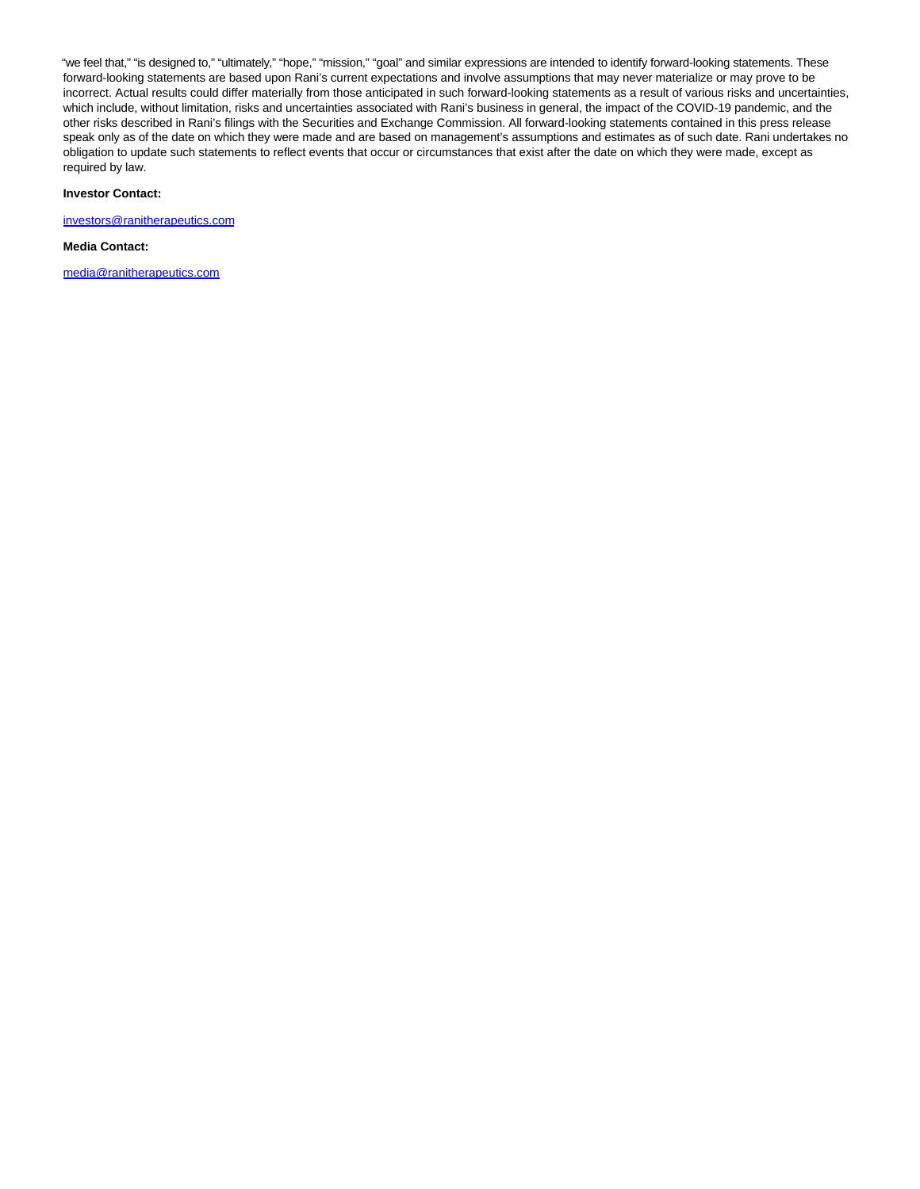"we feel that," "is designed to," "ultimately," "hope," "mission," "goal" and similar expressions are intended to identify forward-looking statements. These forward-looking statements are based upon Rani's current expectations and involve assumptions that may never materialize or may prove to be incorrect. Actual results could differ materially from those anticipated in such forward-looking statements as a result of various risks and uncertainties, which include, without limitation, risks and uncertainties associated with Rani's business in general, the impact of the COVID-19 pandemic, and the other risks described in Rani's filings with the Securities and Exchange Commission. All forward-looking statements contained in this press release speak only as of the date on which they were made and are based on management's assumptions and estimates as of such date. Rani undertakes no obligation to update such statements to reflect events that occur or circumstances that exist after the date on which they were made, except as required by law.

**Investor Contact:**

investors@ranitherapeutics.com

**Media Contact:**

media@ranitherapeutics.com